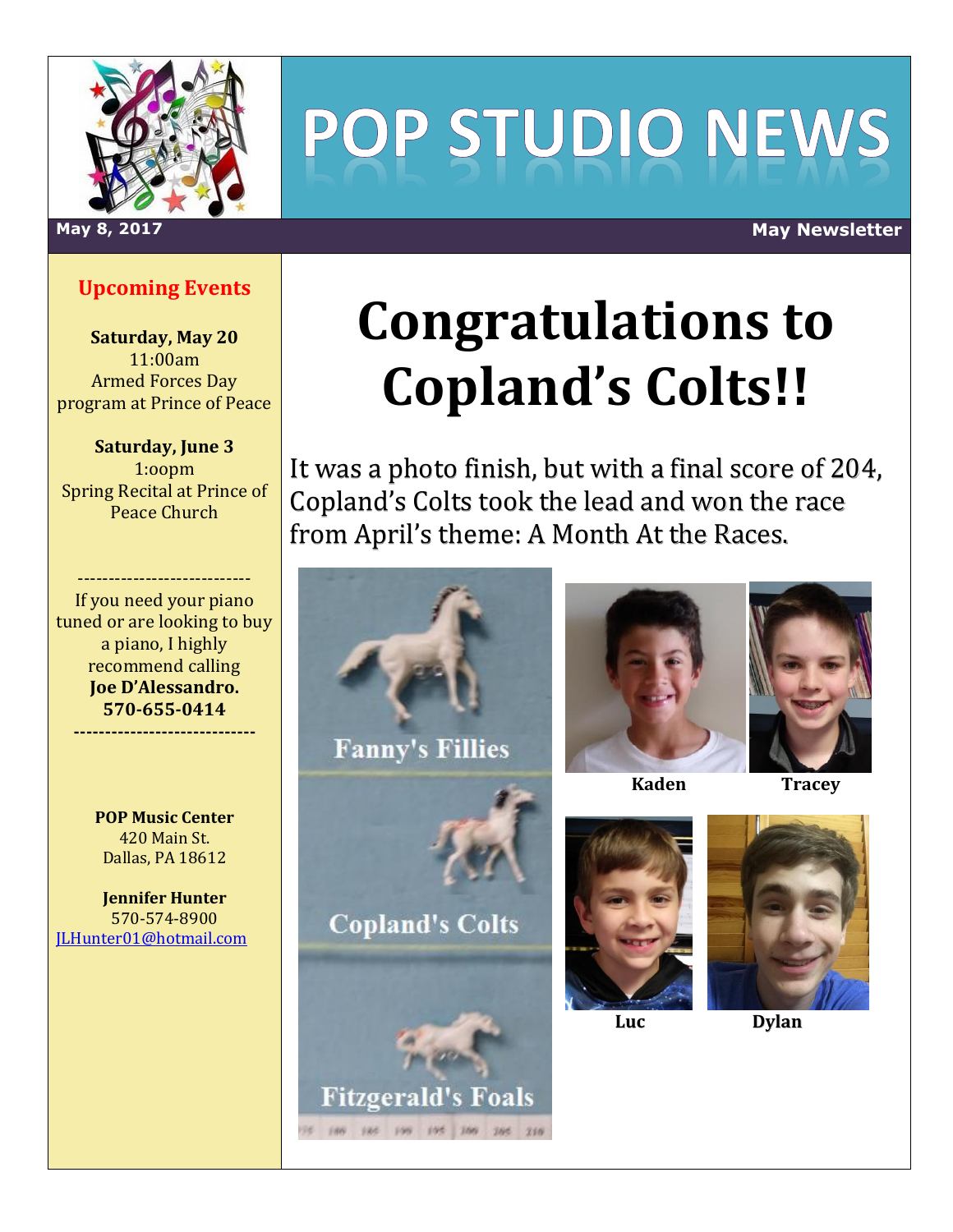# POP STUDIO NEWS

**May 8, 2017** **May Newsletter**

## Upcoming Events

**Saturday, May 20**
11:00am
Armed Forces Day program at Prince of Peace

**Saturday, June 3**
1:oopm
Spring Recital at Prince of Peace Church

---------------------------

If you need your piano tuned or are looking to buy a piano, I highly recommend calling **Joe D'Alessandro. 570-655-0414**

----------------------------

**POP Music Center**
420 Main St.
Dallas, PA 18612

**Jennifer Hunter**
570-574-8900
JLHunter01@hotmail.com

# Congratulations to Copland's Colts!!

It was a photo finish, but with a final score of 204, Copland's Colts took the lead and won the race from April's theme: A Month At the Races.

Fanny's Fillies

Copland's Colts

Fitzgerald's Foals

**Kaden** **Tracey**

**Luc** **Dylan**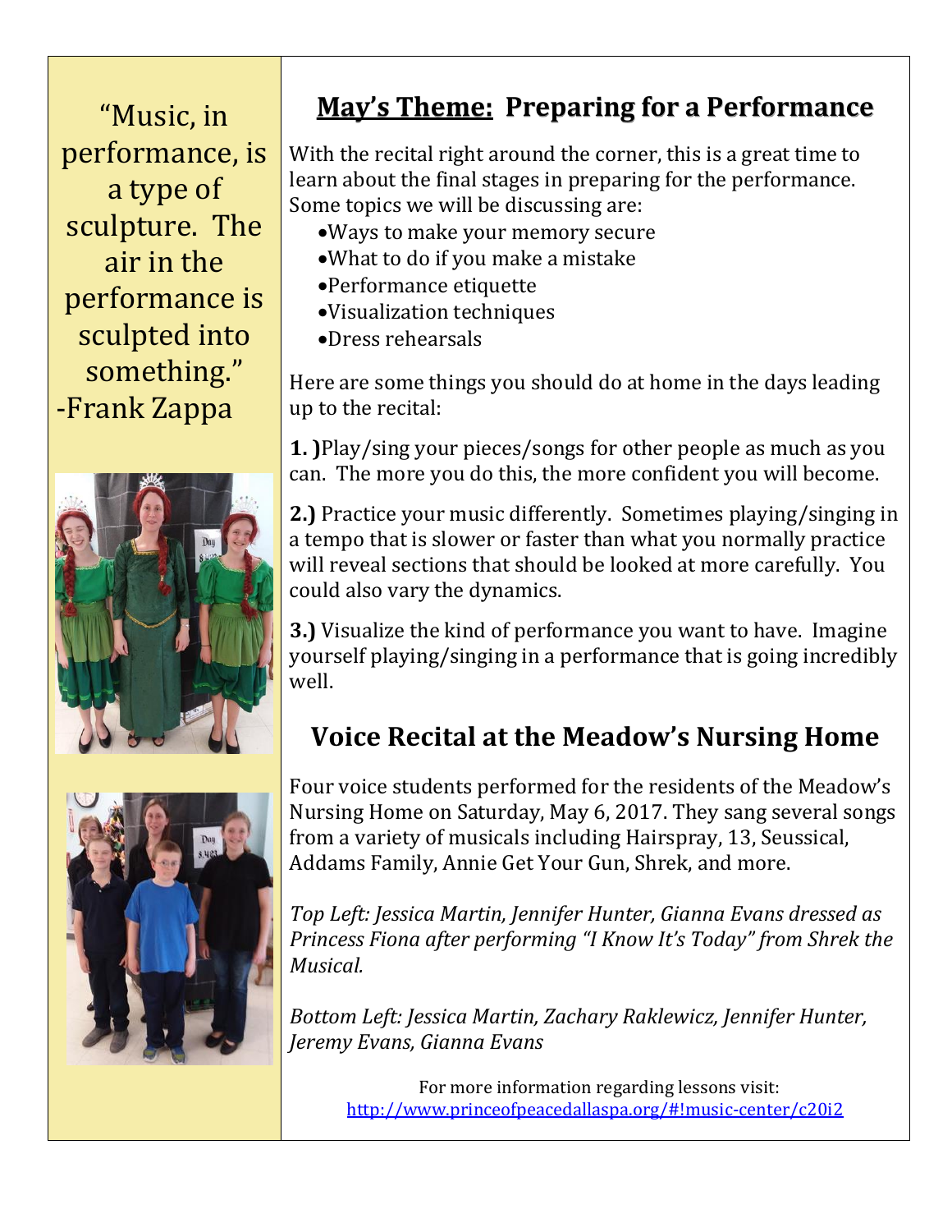"Music, in performance, is a type of sculpture. The air in the performance is sculpted into something."
-Frank Zappa

## May's Theme: Preparing for a Performance

With the recital right around the corner, this is a great time to learn about the final stages in preparing for the performance. Some topics we will be discussing are:

- Ways to make your memory secure
- What to do if you make a mistake
- Performance etiquette
- Visualization techniques
- Dress rehearsals

Here are some things you should do at home in the days leading up to the recital:

**1. )**Play/sing your pieces/songs for other people as much as you can. The more you do this, the more confident you will become.

**2.)** Practice your music differently. Sometimes playing/singing in a tempo that is slower or faster than what you normally practice will reveal sections that should be looked at more carefully. You could also vary the dynamics.

**3.)** Visualize the kind of performance you want to have. Imagine yourself playing/singing in a performance that is going incredibly well.

## Voice Recital at the Meadow's Nursing Home

Four voice students performed for the residents of the Meadow's Nursing Home on Saturday, May 6, 2017. They sang several songs from a variety of musicals including Hairspray, 13, Seussical, Addams Family, Annie Get Your Gun, Shrek, and more.

*Top Left: Jessica Martin, Jennifer Hunter, Gianna Evans dressed as Princess Fiona after performing "I Know It's Today" from Shrek the Musical.*

*Bottom Left: Jessica Martin, Zachary Raklewicz, Jennifer Hunter, Jeremy Evans, Gianna Evans*

For more information regarding lessons visit:
http://www.princeofpeacedallaspa.org/#!music-center/c20i2